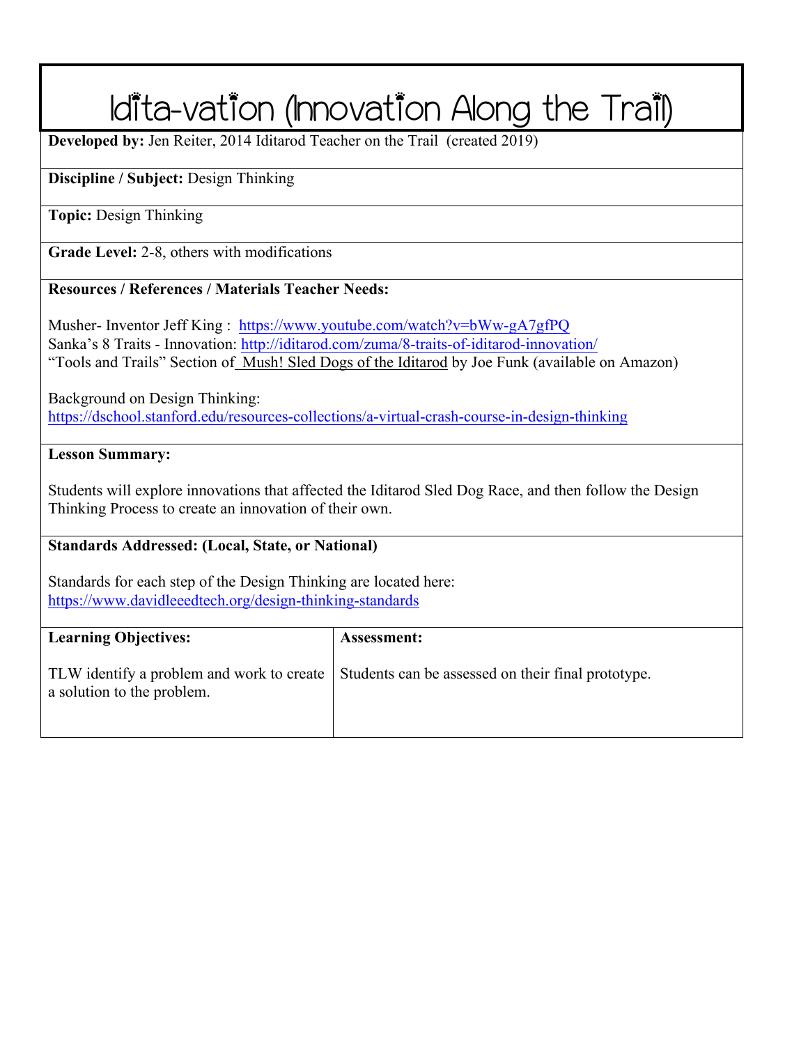# Idita-vation (Innovation Along the Trail)

**Developed by:** Jen Reiter, 2014 Iditarod Teacher on the Trail (created 2019)

**Discipline / Subject:** Design Thinking

**Topic:** Design Thinking

**Grade Level:** 2-8, others with modifications

**Resources / References / Materials Teacher Needs:**

Musher- Inventor Jeff King : https://www.youtube.com/watch?v=bWw-gA7gfPQ
Sanka's 8 Traits - Innovation: http://iditarod.com/zuma/8-traits-of-iditarod-innovation/
"Tools and Trails" Section of Mush! Sled Dogs of the Iditarod by Joe Funk (available on Amazon)

Background on Design Thinking:
https://dschool.stanford.edu/resources-collections/a-virtual-crash-course-in-design-thinking

**Lesson Summary:**

Students will explore innovations that affected the Iditarod Sled Dog Race, and then follow the Design Thinking Process to create an innovation of their own.

**Standards Addressed: (Local, State, or National)**

Standards for each step of the Design Thinking are located here:
https://www.davidleeedtech.org/design-thinking-standards

| Learning Objectives: | Assessment: |
|---|---|
| TLW identify a problem and work to create a solution to the problem. | Students can be assessed on their final prototype. |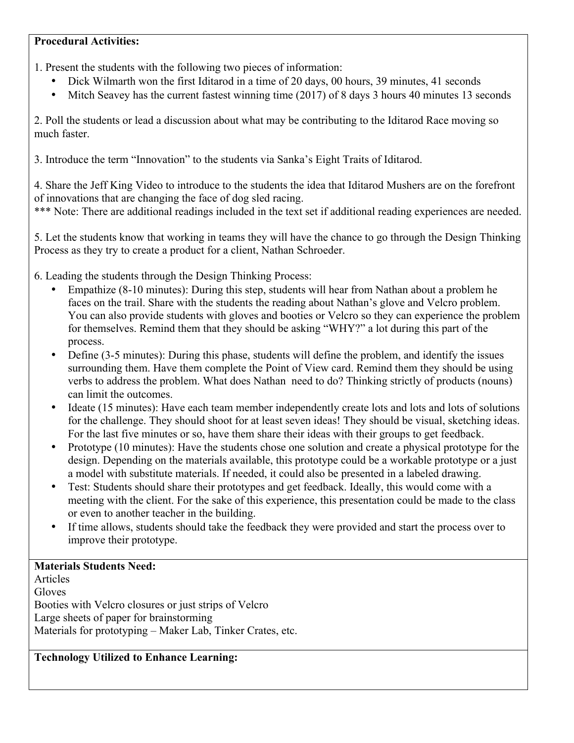**Procedural Activities:**

1. Present the students with the following two pieces of information:
   - Dick Wilmarth won the first Iditarod in a time of 20 days, 00 hours, 39 minutes, 41 seconds
   - Mitch Seavey has the current fastest winning time (2017) of 8 days 3 hours 40 minutes 13 seconds

2. Poll the students or lead a discussion about what may be contributing to the Iditarod Race moving so much faster.

3. Introduce the term "Innovation" to the students via Sanka's Eight Traits of Iditarod.

4. Share the Jeff King Video to introduce to the students the idea that Iditarod Mushers are on the forefront of innovations that are changing the face of dog sled racing.
*** Note: There are additional readings included in the text set if additional reading experiences are needed.

5. Let the students know that working in teams they will have the chance to go through the Design Thinking Process as they try to create a product for a client, Nathan Schroeder.

6. Leading the students through the Design Thinking Process:
   - Empathize (8-10 minutes): During this step, students will hear from Nathan about a problem he faces on the trail. Share with the students the reading about Nathan's glove and Velcro problem. You can also provide students with gloves and booties or Velcro so they can experience the problem for themselves. Remind them that they should be asking "WHY?" a lot during this part of the process.
   - Define (3-5 minutes): During this phase, students will define the problem, and identify the issues surrounding them. Have them complete the Point of View card. Remind them they should be using verbs to address the problem. What does Nathan need to do? Thinking strictly of products (nouns) can limit the outcomes.
   - Ideate (15 minutes): Have each team member independently create lots and lots and lots of solutions for the challenge. They should shoot for at least seven ideas! They should be visual, sketching ideas. For the last five minutes or so, have them share their ideas with their groups to get feedback.
   - Prototype (10 minutes): Have the students chose one solution and create a physical prototype for the design. Depending on the materials available, this prototype could be a workable prototype or a just a model with substitute materials. If needed, it could also be presented in a labeled drawing.
   - Test: Students should share their prototypes and get feedback. Ideally, this would come with a meeting with the client. For the sake of this experience, this presentation could be made to the class or even to another teacher in the building.
   - If time allows, students should take the feedback they were provided and start the process over to improve their prototype.

**Materials Students Need:**
Articles
Gloves
Booties with Velcro closures or just strips of Velcro
Large sheets of paper for brainstorming
Materials for prototyping – Maker Lab, Tinker Crates, etc.

**Technology Utilized to Enhance Learning:**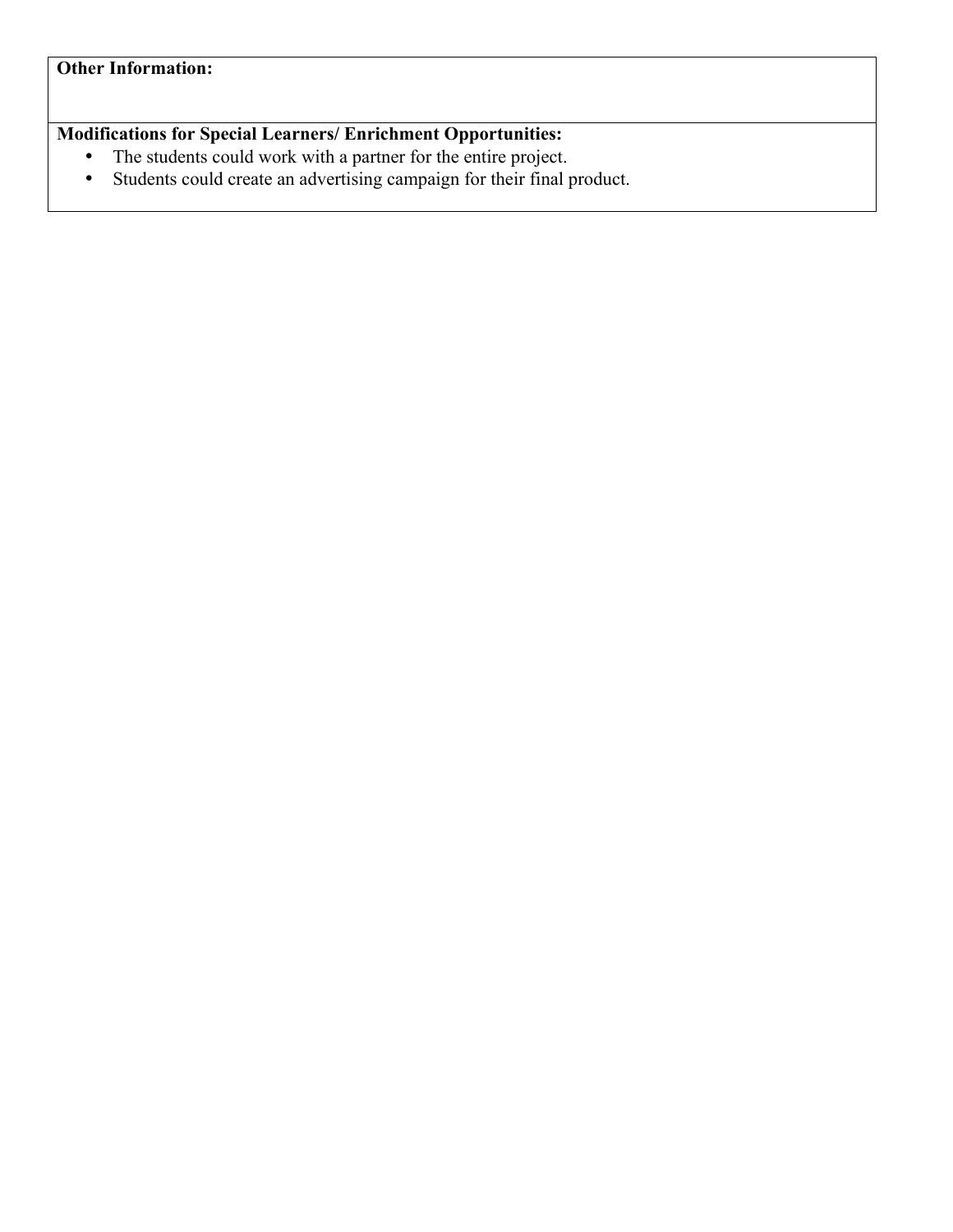**Other Information:**

**Modifications for Special Learners/ Enrichment Opportunities:**

- The students could work with a partner for the entire project.
- Students could create an advertising campaign for their final product.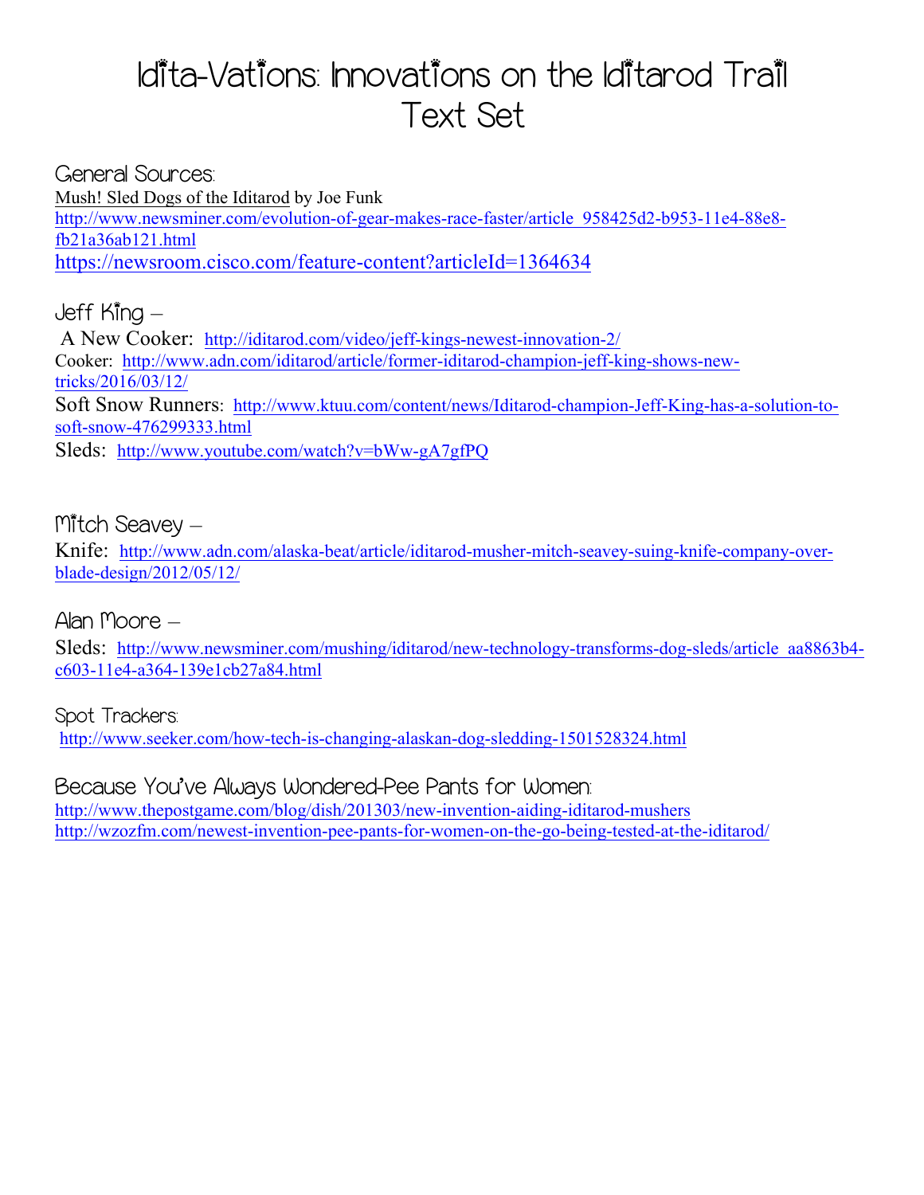# Idita-Vations: Innovations on the Iditarod Trail Text Set

## General Sources:

Mush! Sled Dogs of the Iditarod by Joe Funk

http://www.newsminer.com/evolution-of-gear-makes-race-faster/article_958425d2-b953-11e4-88e8-fb21a36ab121.html

https://newsroom.cisco.com/feature-content?articleId=1364634

## Jeff King –

A New Cooker: http://iditarod.com/video/jeff-kings-newest-innovation-2/

Cooker: http://www.adn.com/iditarod/article/former-iditarod-champion-jeff-king-shows-new-tricks/2016/03/12/

Soft Snow Runners: http://www.ktuu.com/content/news/Iditarod-champion-Jeff-King-has-a-solution-to-soft-snow-476299333.html

Sleds: http://www.youtube.com/watch?v=bWw-gA7gfPQ

## Mitch Seavey –

Knife: http://www.adn.com/alaska-beat/article/iditarod-musher-mitch-seavey-suing-knife-company-over-blade-design/2012/05/12/

## Alan Moore –

Sleds: http://www.newsminer.com/mushing/iditarod/new-technology-transforms-dog-sleds/article_aa8863b4-c603-11e4-a364-139e1cb27a84.html

## Spot Trackers:

http://www.seeker.com/how-tech-is-changing-alaskan-dog-sledding-1501528324.html

## Because You've Always Wondered-Pee Pants for Women:

http://www.thepostgame.com/blog/dish/201303/new-invention-aiding-iditarod-mushers

http://wzozfm.com/newest-invention-pee-pants-for-women-on-the-go-being-tested-at-the-iditarod/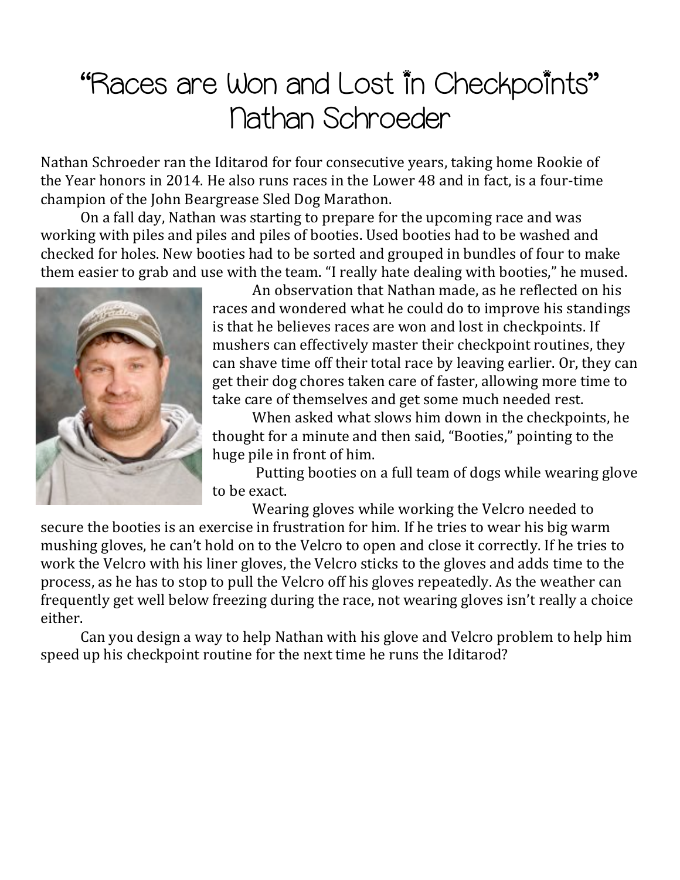# "Races are Won and Lost in Checkpoints" Nathan Schroeder

Nathan Schroeder ran the Iditarod for four consecutive years, taking home Rookie of the Year honors in 2014. He also runs races in the Lower 48 and in fact, is a four-time champion of the John Beargrease Sled Dog Marathon.

On a fall day, Nathan was starting to prepare for the upcoming race and was working with piles and piles and piles of booties. Used booties had to be washed and checked for holes. New booties had to be sorted and grouped in bundles of four to make them easier to grab and use with the team. "I really hate dealing with booties," he mused.

An observation that Nathan made, as he reflected on his races and wondered what he could do to improve his standings is that he believes races are won and lost in checkpoints. If mushers can effectively master their checkpoint routines, they can shave time off their total race by leaving earlier. Or, they can get their dog chores taken care of faster, allowing more time to take care of themselves and get some much needed rest.

When asked what slows him down in the checkpoints, he thought for a minute and then said, "Booties," pointing to the huge pile in front of him.

Putting booties on a full team of dogs while wearing glove to be exact.

Wearing gloves while working the Velcro needed to secure the booties is an exercise in frustration for him. If he tries to wear his big warm mushing gloves, he can't hold on to the Velcro to open and close it correctly. If he tries to work the Velcro with his liner gloves, the Velcro sticks to the gloves and adds time to the process, as he has to stop to pull the Velcro off his gloves repeatedly. As the weather can frequently get well below freezing during the race, not wearing gloves isn't really a choice either.

Can you design a way to help Nathan with his glove and Velcro problem to help him speed up his checkpoint routine for the next time he runs the Iditarod?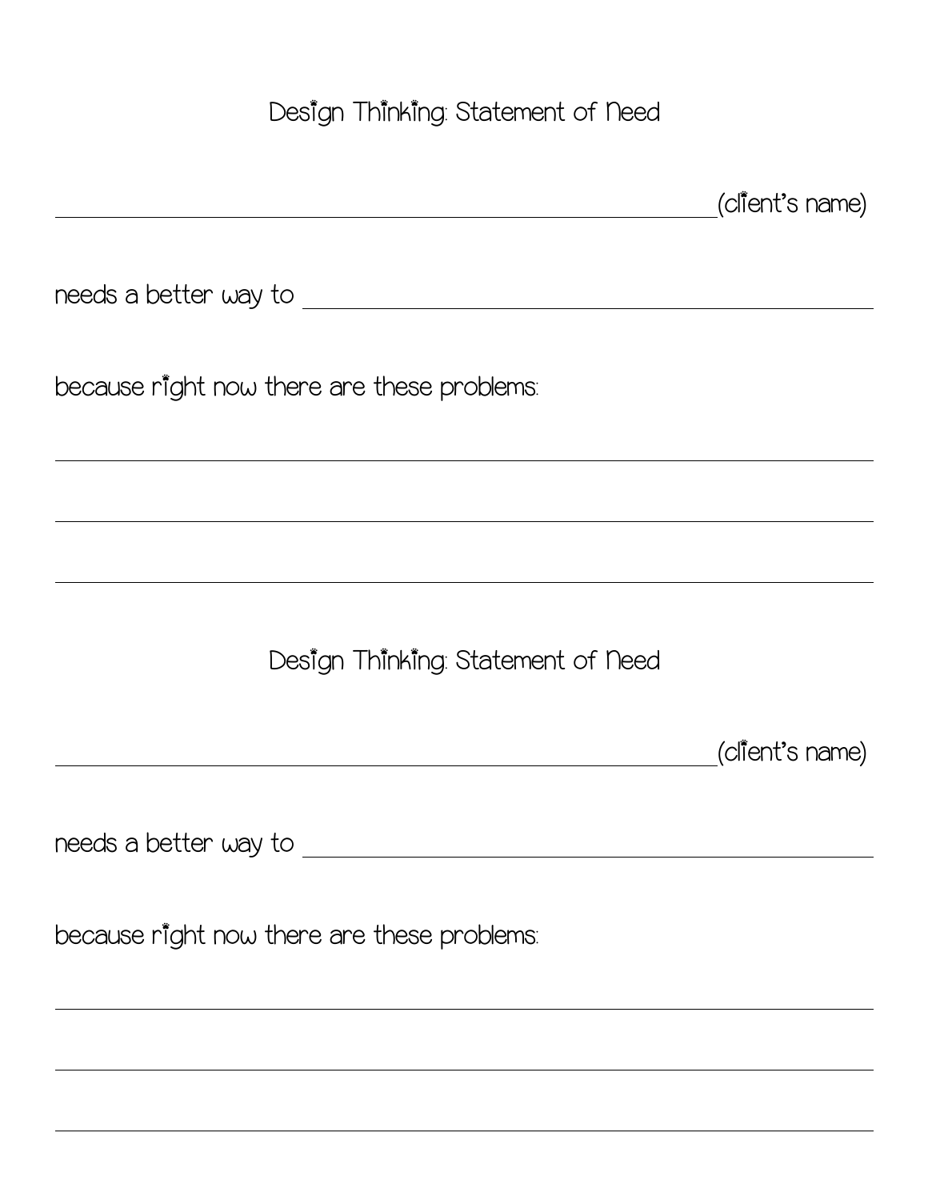## Design Thinking: Statement of Need

_______________________________________________(client's name)

needs a better way to _______________________________________

because right now there are these problems:

___________________________________________________________

___________________________________________________________

___________________________________________________________

## Design Thinking: Statement of Need

_______________________________________________(client's name)

needs a better way to _______________________________________

because right now there are these problems:

___________________________________________________________

___________________________________________________________

___________________________________________________________